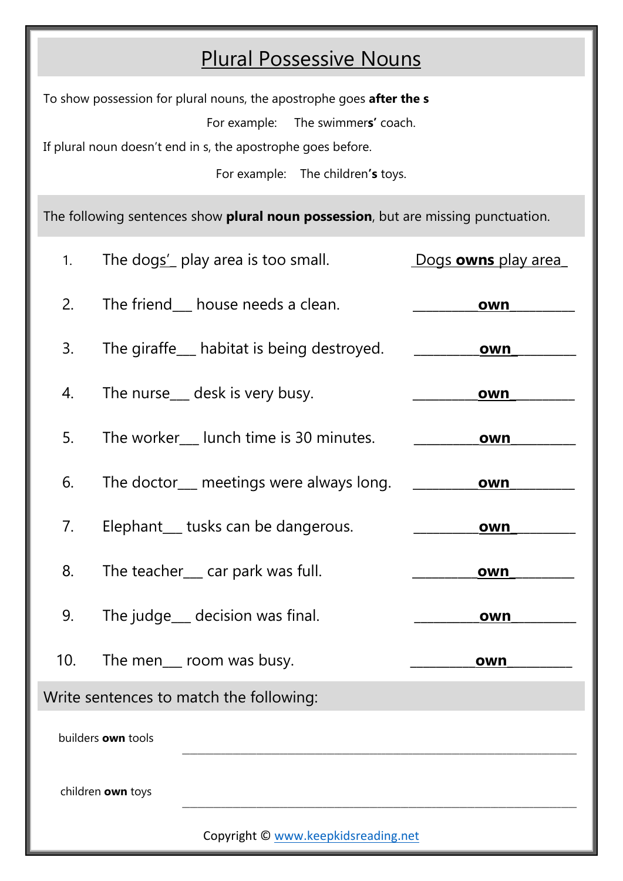# Plural Possessive Nouns

To show possession for plural nouns, the apostrophe goes **after the s**

For example: The swimmer**s'** coach.

If plural noun doesn't end in s, the apostrophe goes before.

For example: The children**'s** toys.

The following sentences show **plural noun possession**, but are missing punctuation.

| | | |
|---|---|---|
| 1. | The dogs'_ play area is too small. | Dogs **owns** play area_ |
| 2. | The friend___ house needs a clean. | _________**own**_________ |
| 3. | The giraffe___ habitat is being destroyed. | _________**own_**________ |
| 4. | The nurse___ desk is very busy. | _________**own_**________ |
| 5. | The worker___ lunch time is 30 minutes. | _________**own**_________ |
| 6. | The doctor___ meetings were always long. | _________**own**_________ |
| 7. | Elephant___ tusks can be dangerous. | _________**own_**________ |
| 8. | The teacher___ car park was full. | _________**own_**________ |
| 9. | The judge___ decision was final. | _________**own**_________ |
| 10. | The men___ room was busy. | _________**own**_________ |

Write sentences to match the following:

builders **own** tools ______________________________________________________________

children **own** toys ______________________________________________________________

Copyright © www.keepkidsreading.net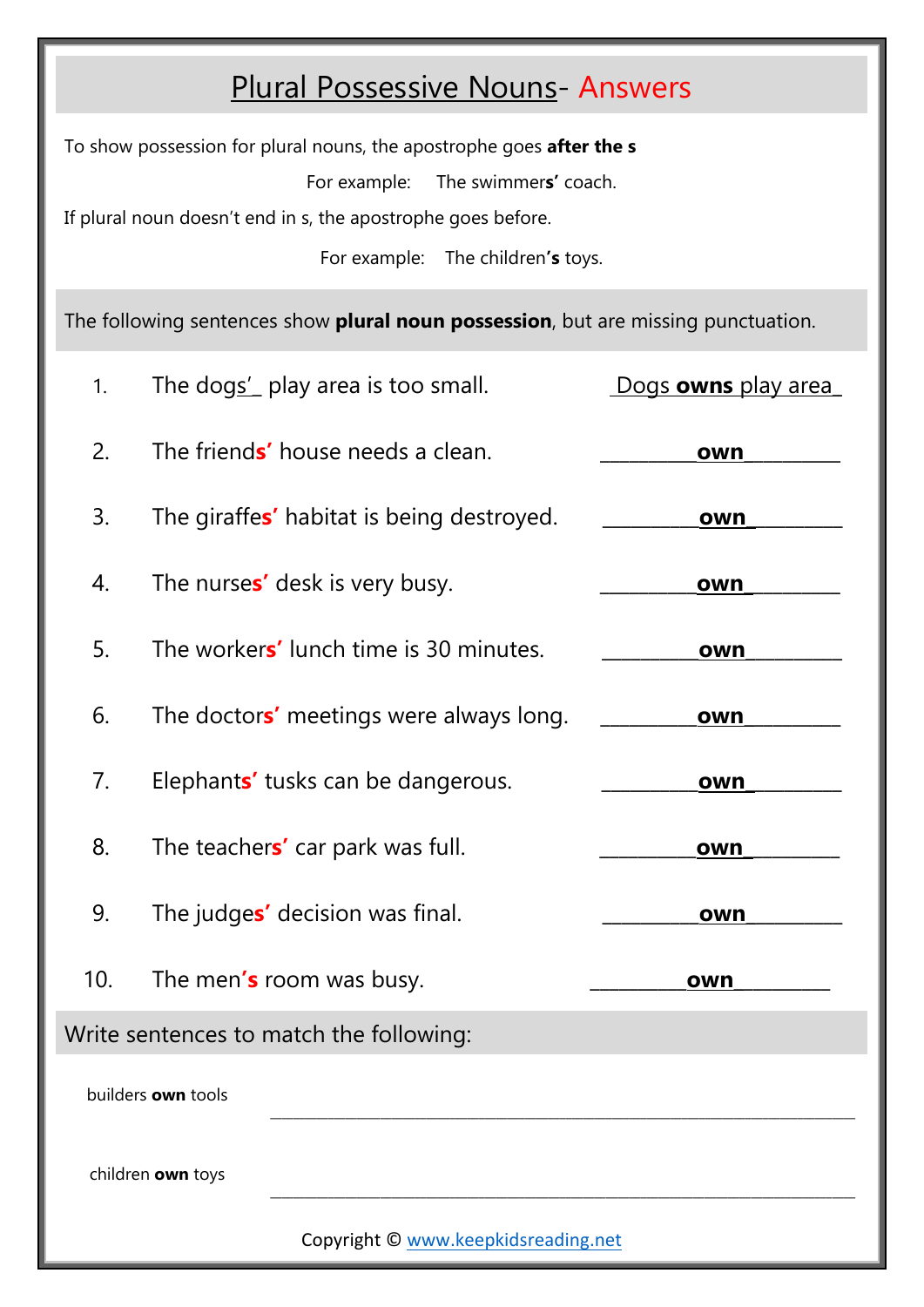# Plural Possessive Nouns- Answers

To show possession for plural nouns, the apostrophe goes **after the s**

For example: The swimmer**s'** coach.

If plural noun doesn't end in s, the apostrophe goes before.

For example: The children**'s** toys.

The following sentences show **plural noun possession**, but are missing punctuation.

1. The dogs'_ play area is too small. _Dogs **owns** play area_
2. The friend**s'** house needs a clean. ________**own**________
3. The giraffe**s'** habitat is being destroyed. ________**own**________
4. The nurse**s'** desk is very busy. ________**own**________
5. The worker**s'** lunch time is 30 minutes. ________**own**________
6. The doctor**s'** meetings were always long. ________**own**________
7. Elephant**s'** tusks can be dangerous. ________**own**________
8. The teacher**s'** car park was full. ________**own**________
9. The judge**s'** decision was final. ________**own**________
10. The men**'s** room was busy. ________**own**________

Write sentences to match the following:

builders **own** tools ____________________________________________

children **own** toys ____________________________________________

Copyright © www.keepkidsreading.net